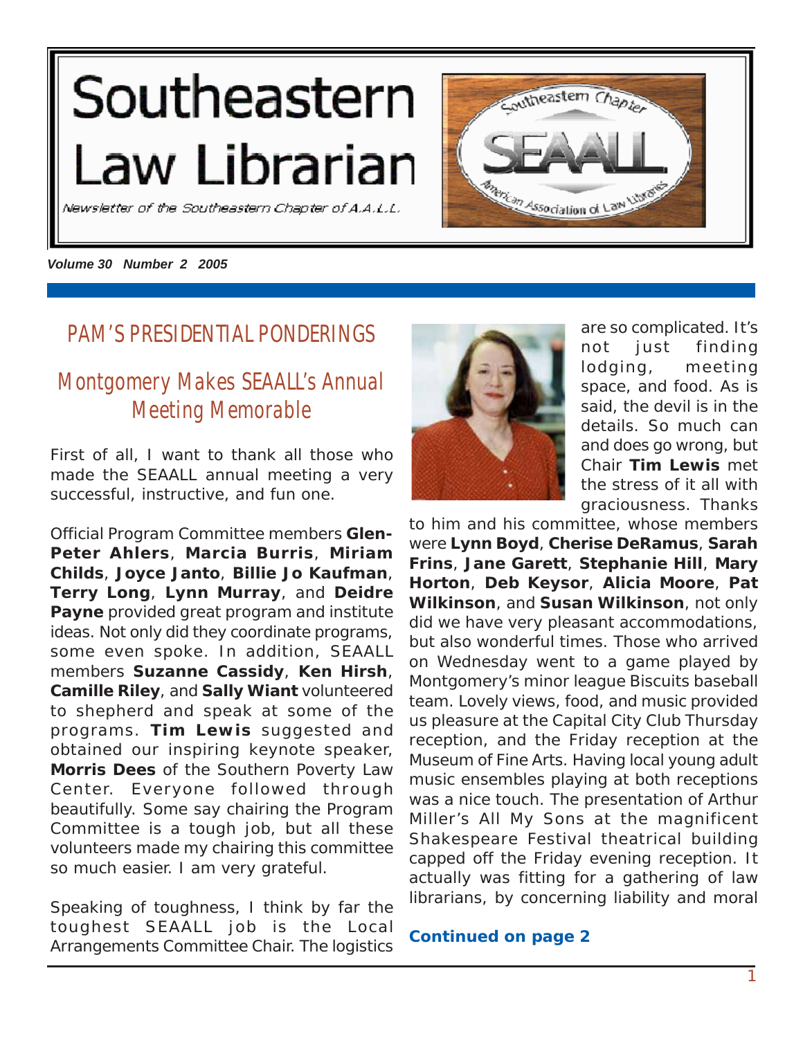# Southeastern Law Librarian

*Newsletter of the Southeastern Chapter of A.A.L.L.*

***Volume 30 Number 2 2005***

## PAM'S PRESIDENTIAL PONDERINGS

### Montgomery Makes SEAALL's Annual Meeting Memorable

First of all, I want to thank all those who made the SEAALL annual meeting a very successful, instructive, and fun one.

Official Program Committee members **Glen-Peter Ahlers**, **Marcia Burris**, **Miriam Childs**, **Joyce Janto**, **Billie Jo Kaufman**, **Terry Long**, **Lynn Murray**, and **Deidre Payne** provided great program and institute ideas. Not only did they coordinate programs, some even spoke. In addition, SEAALL members **Suzanne Cassidy**, **Ken Hirsh**, **Camille Riley**, and **Sally Wiant** volunteered to shepherd and speak at some of the programs. **Tim Lewis** suggested and obtained our inspiring keynote speaker, **Morris Dees** of the Southern Poverty Law Center. Everyone followed through beautifully. Some say chairing the Program Committee is a tough job, but all these volunteers made my chairing this committee so much easier. I am very grateful.

Speaking of toughness, I think by far the toughest SEAALL job is the Local Arrangements Committee Chair. The logistics are so complicated. It's not just finding lodging, meeting space, and food. As is said, the devil is in the details. So much can and does go wrong, but Chair **Tim Lewis** met the stress of it all with graciousness. Thanks to him and his committee, whose members were **Lynn Boyd**, **Cherise DeRamus**, **Sarah Frins**, **Jane Garett**, **Stephanie Hill**, **Mary Horton**, **Deb Keysor**, **Alicia Moore**, **Pat Wilkinson**, and **Susan Wilkinson**, not only did we have very pleasant accommodations, but also wonderful times. Those who arrived on Wednesday went to a game played by Montgomery's minor league Biscuits baseball team. Lovely views, food, and music provided us pleasure at the Capital City Club Thursday reception, and the Friday reception at the Museum of Fine Arts. Having local young adult music ensembles playing at both receptions was a nice touch. The presentation of Arthur Miller's All My Sons at the magnificent Shakespeare Festival theatrical building capped off the Friday evening reception. It actually was fitting for a gathering of law librarians, by concerning liability and moral

**Continued on page 2**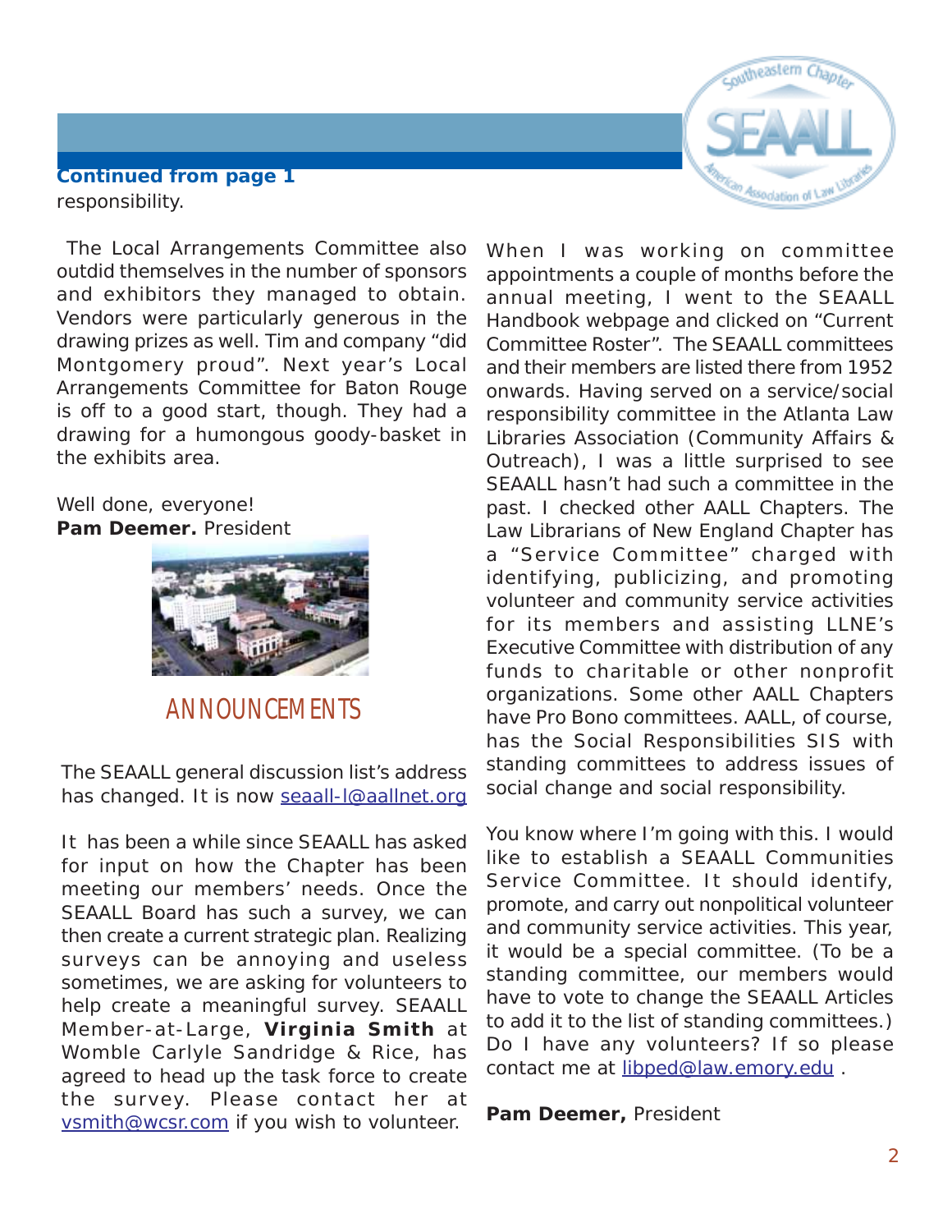**Continued from page 1**

responsibility.

The Local Arrangements Committee also outdid themselves in the number of sponsors and exhibitors they managed to obtain. Vendors were particularly generous in the drawing prizes as well. Tim and company "did Montgomery proud". Next year's Local Arrangements Committee for Baton Rouge is off to a good start, though. They had a drawing for a humongous goody-basket in the exhibits area.

Well done, everyone!
**Pam Deemer.** President

## ANNOUNCEMENTS

The SEAALL general discussion list's address has changed. It is now seaall-l@aallnet.org

It has been a while since SEAALL has asked for input on how the Chapter has been meeting our members' needs. Once the SEAALL Board has such a survey, we can then create a current strategic plan. Realizing surveys can be annoying and useless sometimes, we are asking for volunteers to help create a meaningful survey. SEAALL Member-at-Large, **Virginia Smith** at Womble Carlyle Sandridge & Rice, has agreed to head up the task force to create the survey. Please contact her at vsmith@wcsr.com if you wish to volunteer.

When I was working on committee appointments a couple of months before the annual meeting, I went to the SEAALL Handbook webpage and clicked on "Current Committee Roster". The SEAALL committees and their members are listed there from 1952 onwards. Having served on a service/social responsibility committee in the Atlanta Law Libraries Association (Community Affairs & Outreach), I was a little surprised to see SEAALL hasn't had such a committee in the past. I checked other AALL Chapters. The Law Librarians of New England Chapter has a "Service Committee" charged with identifying, publicizing, and promoting volunteer and community service activities for its members and assisting LLNE's Executive Committee with distribution of any funds to charitable or other nonprofit organizations. Some other AALL Chapters have Pro Bono committees. AALL, of course, has the Social Responsibilities SIS with standing committees to address issues of social change and social responsibility.

You know where I'm going with this. I would like to establish a SEAALL Communities Service Committee. It should identify, promote, and carry out nonpolitical volunteer and community service activities. This year, it would be a special committee. (To be a standing committee, our members would have to vote to change the SEAALL Articles to add it to the list of standing committees.) Do I have any volunteers? If so please contact me at libped@law.emory.edu .

**Pam Deemer,** President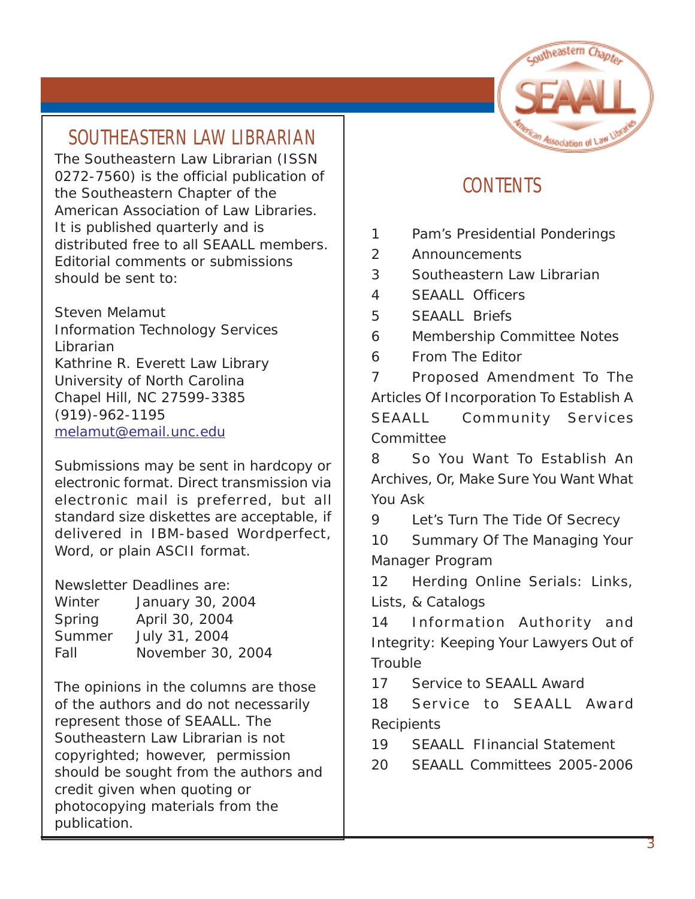## SOUTHEASTERN LAW LIBRARIAN

The Southeastern Law Librarian (ISSN 0272-7560) is the official publication of the Southeastern Chapter of the American Association of Law Libraries. It is published quarterly and is distributed free to all SEAALL members. Editorial comments or submissions should be sent to:

Steven Melamut
Information Technology Services Librarian
Kathrine R. Everett Law Library
University of North Carolina
Chapel Hill, NC 27599-3385
(919)-962-1195
melamut@email.unc.edu

Submissions may be sent in hardcopy or electronic format. Direct transmission via electronic mail is preferred, but all standard size diskettes are acceptable, if delivered in IBM-based Wordperfect, Word, or plain ASCII format.

Newsletter Deadlines are:

| | |
|---|---|
| Winter | January 30, 2004 |
| Spring | April 30, 2004 |
| Summer | July 31, 2004 |
| Fall | November 30, 2004 |

The opinions in the columns are those of the authors and do not necessarily represent those of SEAALL. The Southeastern Law Librarian is not copyrighted; however, permission should be sought from the authors and credit given when quoting or photocopying materials from the publication.

## CONTENTS

1 Pam's Presidential Ponderings
2 Announcements
3 Southeastern Law Librarian
4 SEAALL Officers
5 SEAALL Briefs
6 Membership Committee Notes
6 From The Editor
7 Proposed Amendment To The Articles Of Incorporation To Establish A SEAALL Community Services Committee
8 So You Want To Establish An Archives, Or, Make Sure You Want What You Ask
9 Let's Turn The Tide Of Secrecy
10 Summary Of The Managing Your Manager Program
12 Herding Online Serials: Links, Lists, & Catalogs
14 Information Authority and Integrity: Keeping Your Lawyers Out of Trouble
17 Service to SEAALL Award
18 Service to SEAALL Award Recipients
19 SEAALL FIinancial Statement
20 SEAALL Committees 2005-2006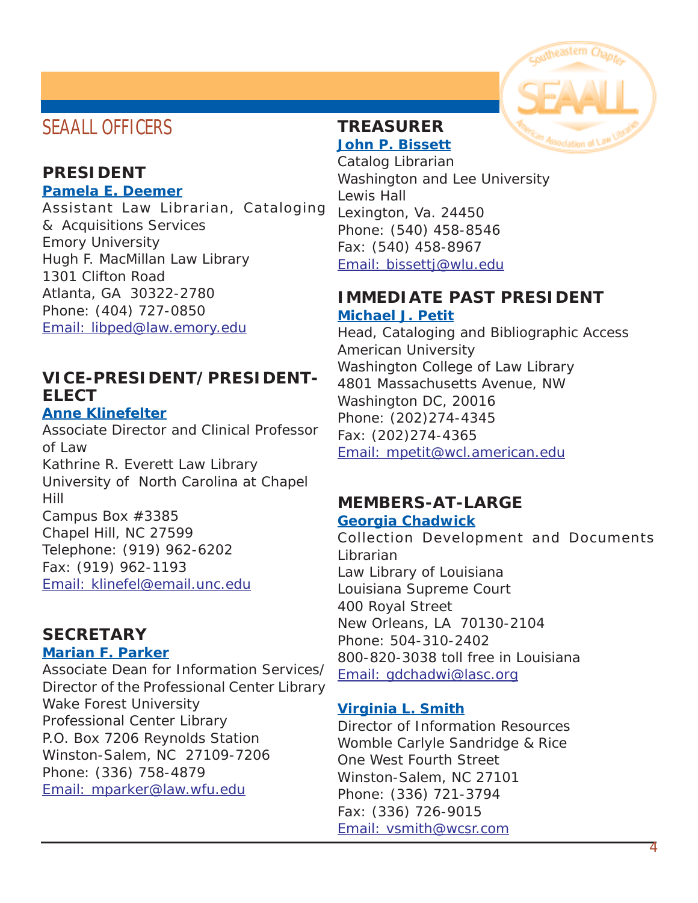# SEAALL OFFICERS

## PRESIDENT

**Pamela E. Deemer**

Assistant Law Librarian, Cataloging & Acquisitions Services
Emory University
Hugh F. MacMillan Law Library
1301 Clifton Road
Atlanta, GA 30322-2780
Phone: (404) 727-0850
Email: libped@law.emory.edu

## VICE-PRESIDENT/PRESIDENT-ELECT

**Anne Klinefelter**

Associate Director and Clinical Professor of Law
Kathrine R. Everett Law Library
University of North Carolina at Chapel Hill
Campus Box #3385
Chapel Hill, NC 27599
Telephone: (919) 962-6202
Fax: (919) 962-1193
Email: klinefel@email.unc.edu

## SECRETARY

**Marian F. Parker**

Associate Dean for Information Services/ Director of the Professional Center Library
Wake Forest University
Professional Center Library
P.O. Box 7206 Reynolds Station
Winston-Salem, NC 27109-7206
Phone: (336) 758-4879
Email: mparker@law.wfu.edu

## TREASURER

**John P. Bissett**

Catalog Librarian
Washington and Lee University
Lewis Hall
Lexington, Va. 24450
Phone: (540) 458-8546
Fax: (540) 458-8967
Email: bissettj@wlu.edu

## IMMEDIATE PAST PRESIDENT

**Michael J. Petit**

Head, Cataloging and Bibliographic Access
American University
Washington College of Law Library
4801 Massachusetts Avenue, NW
Washington DC, 20016
Phone: (202)274-4345
Fax: (202)274-4365
Email: mpetit@wcl.american.edu

## MEMBERS-AT-LARGE

**Georgia Chadwick**

Collection Development and Documents Librarian
Law Library of Louisiana
Louisiana Supreme Court
400 Royal Street
New Orleans, LA 70130-2104
Phone: 504-310-2402
800-820-3038 toll free in Louisiana
Email: gdchadwi@lasc.org

**Virginia L. Smith**

Director of Information Resources
Womble Carlyle Sandridge & Rice
One West Fourth Street
Winston-Salem, NC 27101
Phone: (336) 721-3794
Fax: (336) 726-9015
Email: vsmith@wcsr.com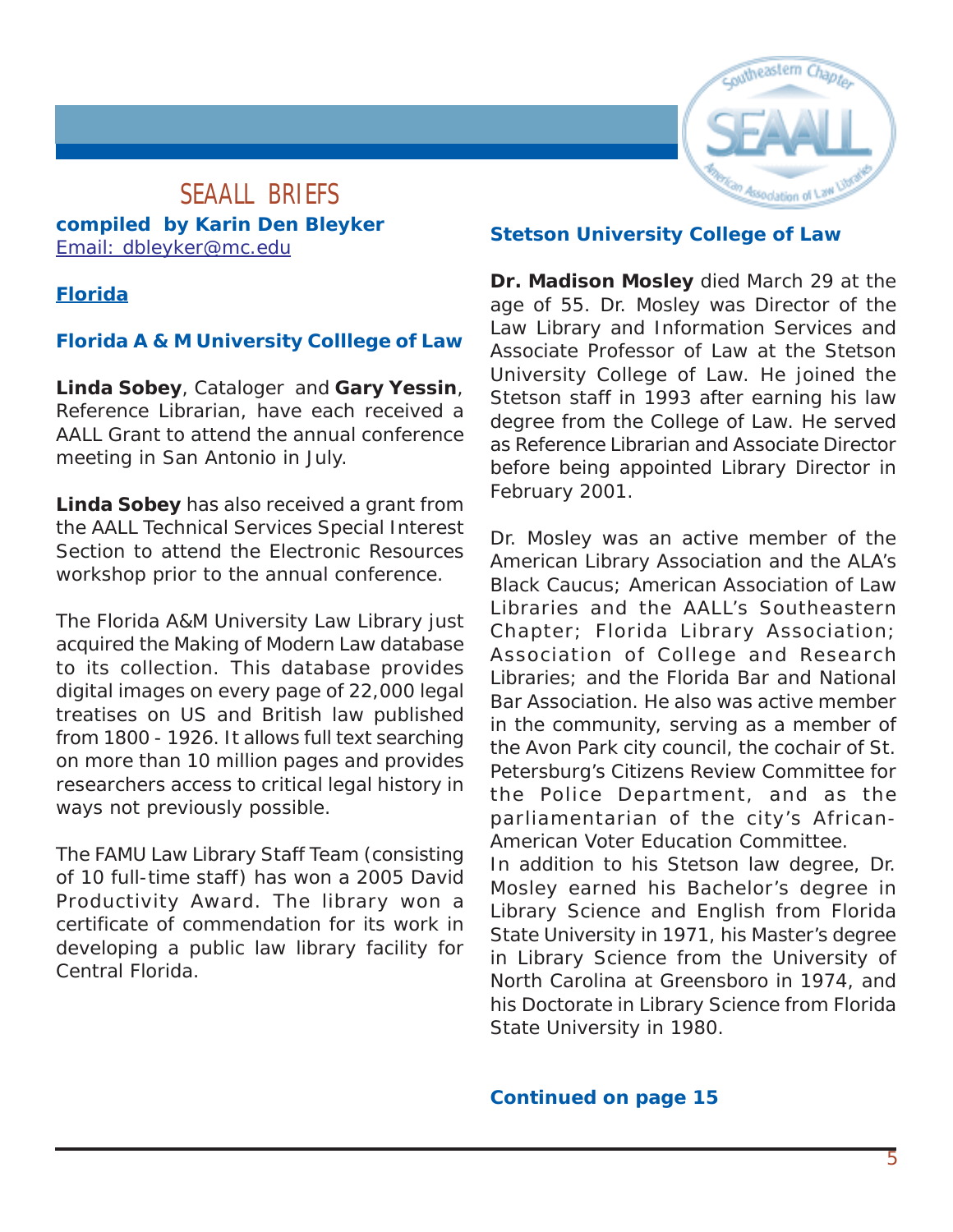# SEAALL BRIEFS

**compiled by Karin Den Bleyker**
Email: dbleyker@mc.edu

## Florida

### Florida A & M University Colllege of Law

**Linda Sobey**, Cataloger and **Gary Yessin**, Reference Librarian, have each received a AALL Grant to attend the annual conference meeting in San Antonio in July.

**Linda Sobey** has also received a grant from the AALL Technical Services Special Interest Section to attend the Electronic Resources workshop prior to the annual conference.

The Florida A&M University Law Library just acquired the Making of Modern Law database to its collection. This database provides digital images on every page of 22,000 legal treatises on US and British law published from 1800 - 1926. It allows full text searching on more than 10 million pages and provides researchers access to critical legal history in ways not previously possible.

The FAMU Law Library Staff Team (consisting of 10 full-time staff) has won a 2005 David Productivity Award. The library won a certificate of commendation for its work in developing a public law library facility for Central Florida.

### Stetson University College of Law

**Dr. Madison Mosley** died March 29 at the age of 55. Dr. Mosley was Director of the Law Library and Information Services and Associate Professor of Law at the Stetson University College of Law. He joined the Stetson staff in 1993 after earning his law degree from the College of Law. He served as Reference Librarian and Associate Director before being appointed Library Director in February 2001.

Dr. Mosley was an active member of the American Library Association and the ALA's Black Caucus; American Association of Law Libraries and the AALL's Southeastern Chapter; Florida Library Association; Association of College and Research Libraries; and the Florida Bar and National Bar Association. He also was active member in the community, serving as a member of the Avon Park city council, the cochair of St. Petersburg's Citizens Review Committee for the Police Department, and as the parliamentarian of the city's African-American Voter Education Committee.
In addition to his Stetson law degree, Dr. Mosley earned his Bachelor's degree in Library Science and English from Florida State University in 1971, his Master's degree in Library Science from the University of North Carolina at Greensboro in 1974, and his Doctorate in Library Science from Florida State University in 1980.

**Continued on page 15**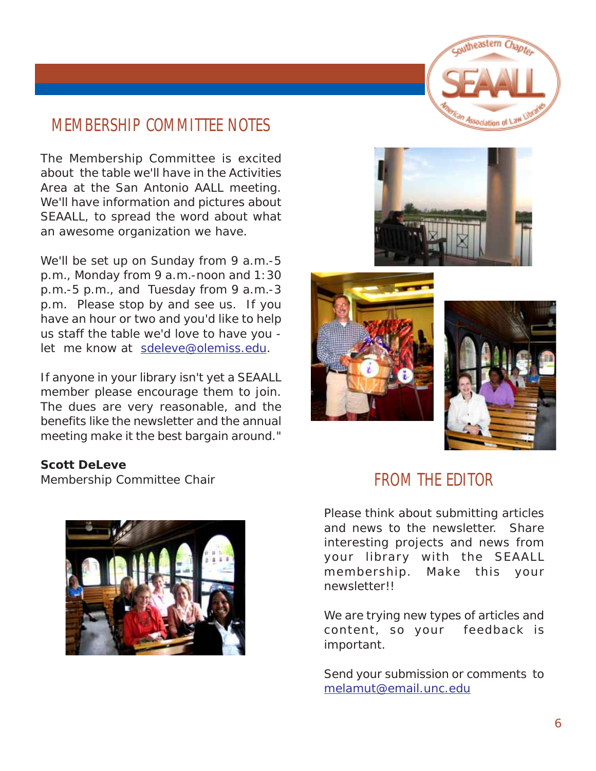## MEMBERSHIP COMMITTEE NOTES

The Membership Committee is excited about the table we'll have in the Activities Area at the San Antonio AALL meeting. We'll have information and pictures about SEAALL, to spread the word about what an awesome organization we have.

We'll be set up on Sunday from 9 a.m.-5 p.m., Monday from 9 a.m.-noon and 1:30 p.m.-5 p.m., and Tuesday from 9 a.m.-3 p.m. Please stop by and see us. If you have an hour or two and you'd like to help us staff the table we'd love to have you - let me know at sdeleve@olemiss.edu.

If anyone in your library isn't yet a SEAALL member please encourage them to join. The dues are very reasonable, and the benefits like the newsletter and the annual meeting make it the best bargain around."

**Scott DeLeve**
Membership Committee Chair

## FROM THE EDITOR

Please think about submitting articles and news to the newsletter. Share interesting projects and news from your library with the SEAALL membership. Make this your newsletter!!

We are trying new types of articles and content, so your feedback is important.

Send your submission or comments to melamut@email.unc.edu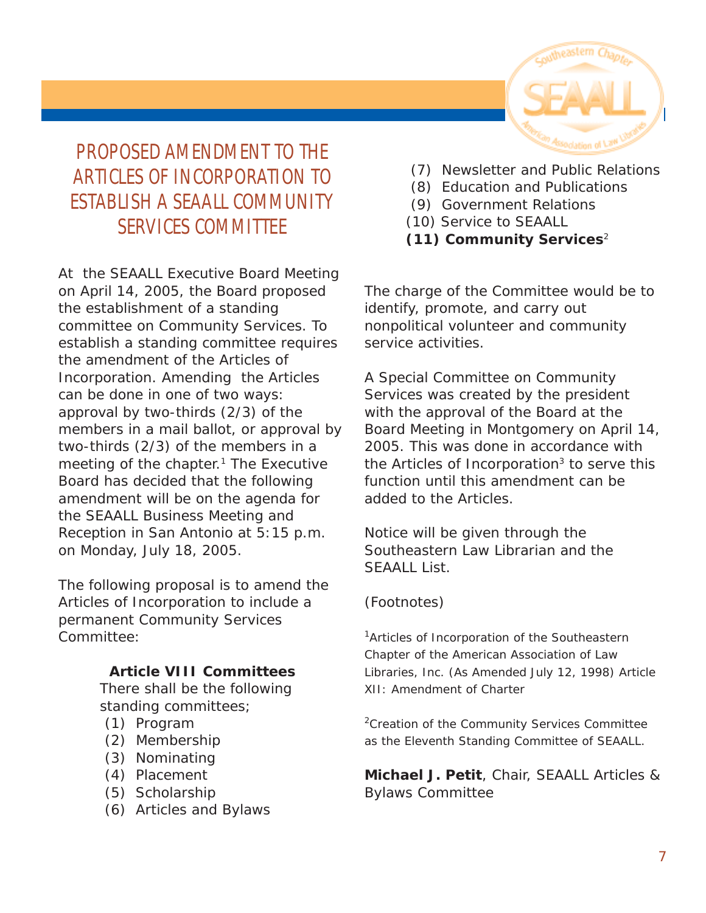# PROPOSED AMENDMENT TO THE ARTICLES OF INCORPORATION TO ESTABLISH A SEAALL COMMUNITY SERVICES COMMITTEE

At the SEAALL Executive Board Meeting on April 14, 2005, the Board proposed the establishment of a standing committee on Community Services. To establish a standing committee requires the amendment of the Articles of Incorporation. Amending the Articles can be done in one of two ways: approval by two-thirds (2/3) of the members in a mail ballot, or approval by two-thirds (2/3) of the members in a meeting of the chapter.[1] The Executive Board has decided that the following amendment will be on the agenda for the SEAALL Business Meeting and Reception in San Antonio at 5:15 p.m. on Monday, July 18, 2005.

The following proposal is to amend the Articles of Incorporation to include a permanent Community Services Committee:

**Article VIII Committees**

There shall be the following standing committees;

(1) Program
(2) Membership
(3) Nominating
(4) Placement
(5) Scholarship
(6) Articles and Bylaws
(7) Newsletter and Public Relations
(8) Education and Publications
(9) Government Relations
(10) Service to SEAALL
**(11) Community Services**[2]

The charge of the Committee would be to identify, promote, and carry out nonpolitical volunteer and community service activities.

A Special Committee on Community Services was created by the president with the approval of the Board at the Board Meeting in Montgomery on April 14, 2005. This was done in accordance with the Articles of Incorporation[3] to serve this function until this amendment can be added to the Articles.

Notice will be given through the Southeastern Law Librarian and the SEAALL List.

(Footnotes)

[1]Articles of Incorporation of the Southeastern Chapter of the American Association of Law Libraries, Inc. (As Amended July 12, 1998) Article XII: Amendment of Charter

[2]Creation of the Community Services Committee as the Eleventh Standing Committee of SEAALL.

**Michael J. Petit**, Chair, SEAALL Articles & Bylaws Committee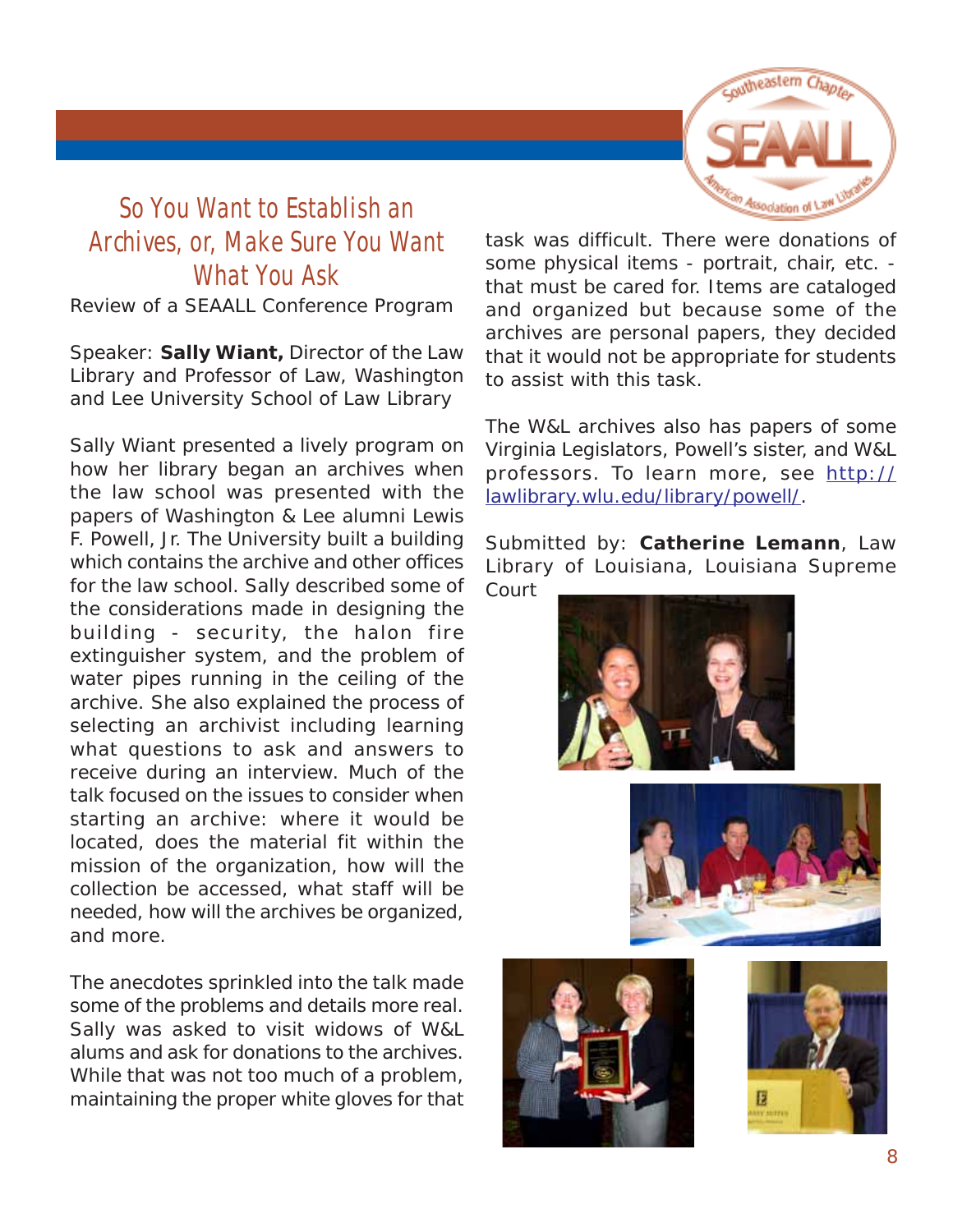## So You Want to Establish an Archives, or, Make Sure You Want What You Ask

Review of a SEAALL Conference Program

Speaker: **Sally Wiant,** Director of the Law Library and Professor of Law, Washington and Lee University School of Law Library

Sally Wiant presented a lively program on how her library began an archives when the law school was presented with the papers of Washington & Lee alumni Lewis F. Powell, Jr. The University built a building which contains the archive and other offices for the law school. Sally described some of the considerations made in designing the building - security, the halon fire extinguisher system, and the problem of water pipes running in the ceiling of the archive. She also explained the process of selecting an archivist including learning what questions to ask and answers to receive during an interview. Much of the talk focused on the issues to consider when starting an archive: where it would be located, does the material fit within the mission of the organization, how will the collection be accessed, what staff will be needed, how will the archives be organized, and more.

The anecdotes sprinkled into the talk made some of the problems and details more real. Sally was asked to visit widows of W&L alums and ask for donations to the archives. While that was not too much of a problem, maintaining the proper white gloves for that task was difficult. There were donations of some physical items - portrait, chair, etc. - that must be cared for. Items are cataloged and organized but because some of the archives are personal papers, they decided that it would not be appropriate for students to assist with this task.

The W&L archives also has papers of some Virginia Legislators, Powell's sister, and W&L professors. To learn more, see http://lawlibrary.wlu.edu/library/powell/.

Submitted by: **Catherine Lemann**, Law Library of Louisiana, Louisiana Supreme Court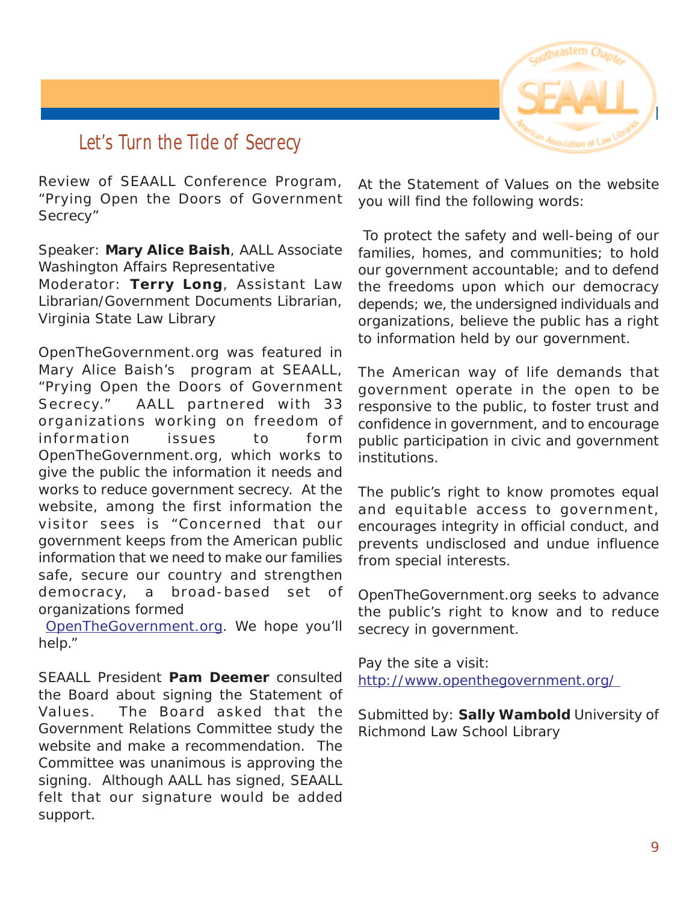## Let's Turn the Tide of Secrecy

Review of SEAALL Conference Program, "Prying Open the Doors of Government Secrecy"

Speaker: **Mary Alice Baish**, AALL Associate Washington Affairs Representative
Moderator: **Terry Long**, Assistant Law Librarian/Government Documents Librarian, Virginia State Law Library

OpenTheGovernment.org was featured in Mary Alice Baish's program at SEAALL, "Prying Open the Doors of Government Secrecy." AALL partnered with 33 organizations working on freedom of information issues to form OpenTheGovernment.org, which works to give the public the information it needs and works to reduce government secrecy. At the website, among the first information the visitor sees is "Concerned that our government keeps from the American public information that we need to make our families safe, secure our country and strengthen democracy, a broad-based set of organizations formed OpenTheGovernment.org. We hope you'll help."

SEAALL President **Pam Deemer** consulted the Board about signing the Statement of Values. The Board asked that the Government Relations Committee study the website and make a recommendation. The Committee was unanimous is approving the signing. Although AALL has signed, SEAALL felt that our signature would be added support.

At the Statement of Values on the website you will find the following words:

To protect the safety and well-being of our families, homes, and communities; to hold our government accountable; and to defend the freedoms upon which our democracy depends; we, the undersigned individuals and organizations, believe the public has a right to information held by our government.

The American way of life demands that government operate in the open to be responsive to the public, to foster trust and confidence in government, and to encourage public participation in civic and government institutions.

The public's right to know promotes equal and equitable access to government, encourages integrity in official conduct, and prevents undisclosed and undue influence from special interests.

OpenTheGovernment.org seeks to advance the public's right to know and to reduce secrecy in government.

Pay the site a visit:
http://www.openthegovernment.org/

Submitted by: **Sally Wambold** University of Richmond Law School Library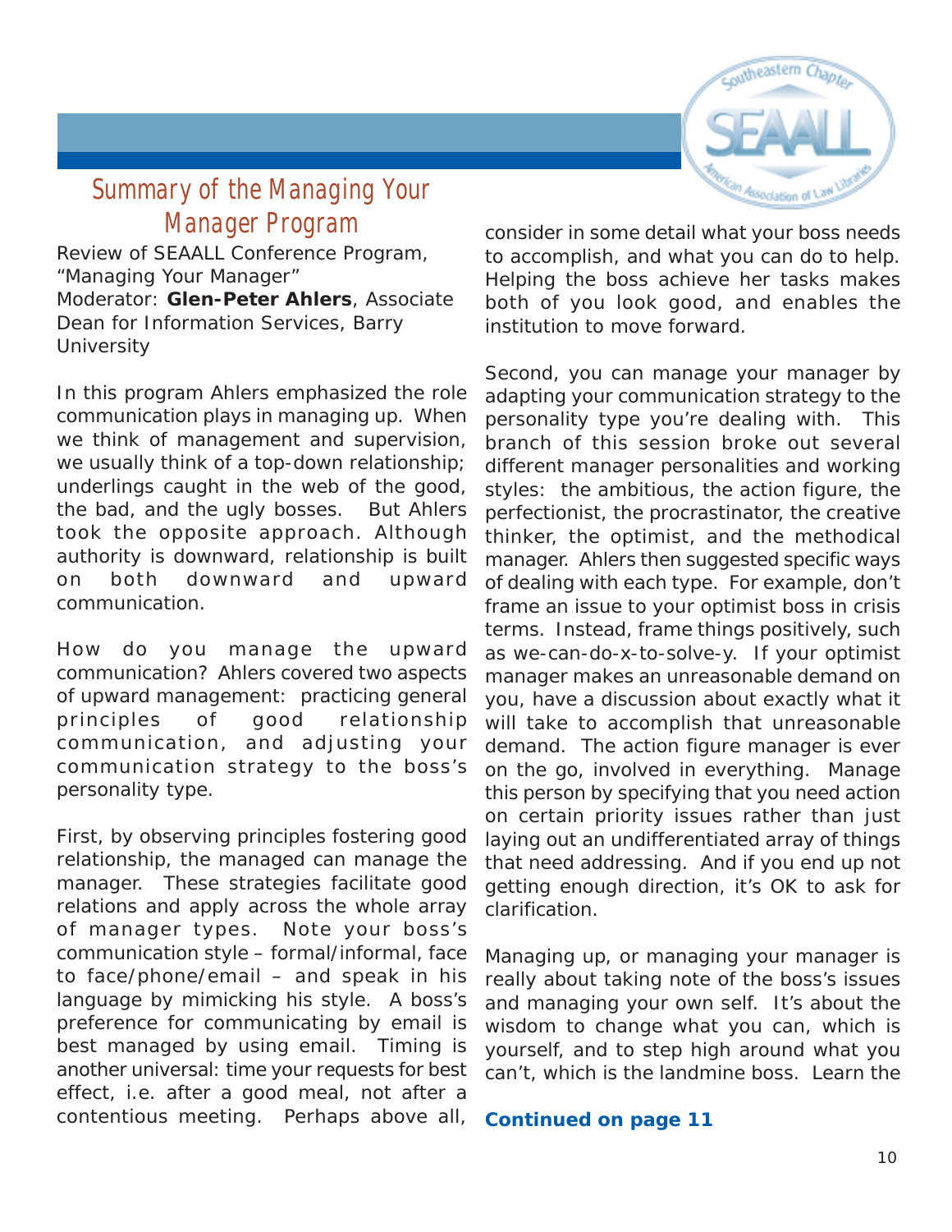# Summary of the Managing Your Manager Program

Review of SEAALL Conference Program, "Managing Your Manager"
Moderator: **Glen-Peter Ahlers**, Associate Dean for Information Services, Barry University

In this program Ahlers emphasized the role communication plays in managing up. When we think of management and supervision, we usually think of a top-down relationship; underlings caught in the web of the good, the bad, and the ugly bosses. But Ahlers took the opposite approach. Although authority is downward, relationship is built on both downward and upward communication.

How do you manage the upward communication? Ahlers covered two aspects of upward management: practicing general principles of good relationship communication, and adjusting your communication strategy to the boss's personality type.

First, by observing principles fostering good relationship, the managed can manage the manager. These strategies facilitate good relations and apply across the whole array of manager types. Note your boss's communication style – formal/informal, face to face/phone/email – and speak in his language by mimicking his style. A boss's preference for communicating by email is best managed by using email. Timing is another universal: time your requests for best effect, i.e. after a good meal, not after a contentious meeting. Perhaps above all, consider in some detail what your boss needs to accomplish, and what you can do to help. Helping the boss achieve her tasks makes both of you look good, and enables the institution to move forward.

Second, you can manage your manager by adapting your communication strategy to the personality type you're dealing with. This branch of this session broke out several different manager personalities and working styles: the ambitious, the action figure, the perfectionist, the procrastinator, the creative thinker, the optimist, and the methodical manager. Ahlers then suggested specific ways of dealing with each type. For example, don't frame an issue to your optimist boss in crisis terms. Instead, frame things positively, such as we-can-do-x-to-solve-y. If your optimist manager makes an unreasonable demand on you, have a discussion about exactly what it will take to accomplish that unreasonable demand. The action figure manager is ever on the go, involved in everything. Manage this person by specifying that you need action on certain priority issues rather than just laying out an undifferentiated array of things that need addressing. And if you end up not getting enough direction, it's OK to ask for clarification.

Managing up, or managing your manager is really about taking note of the boss's issues and managing your own self. It's about the wisdom to change what you can, which is yourself, and to step high around what you can't, which is the landmine boss. Learn the

**Continued on page 11**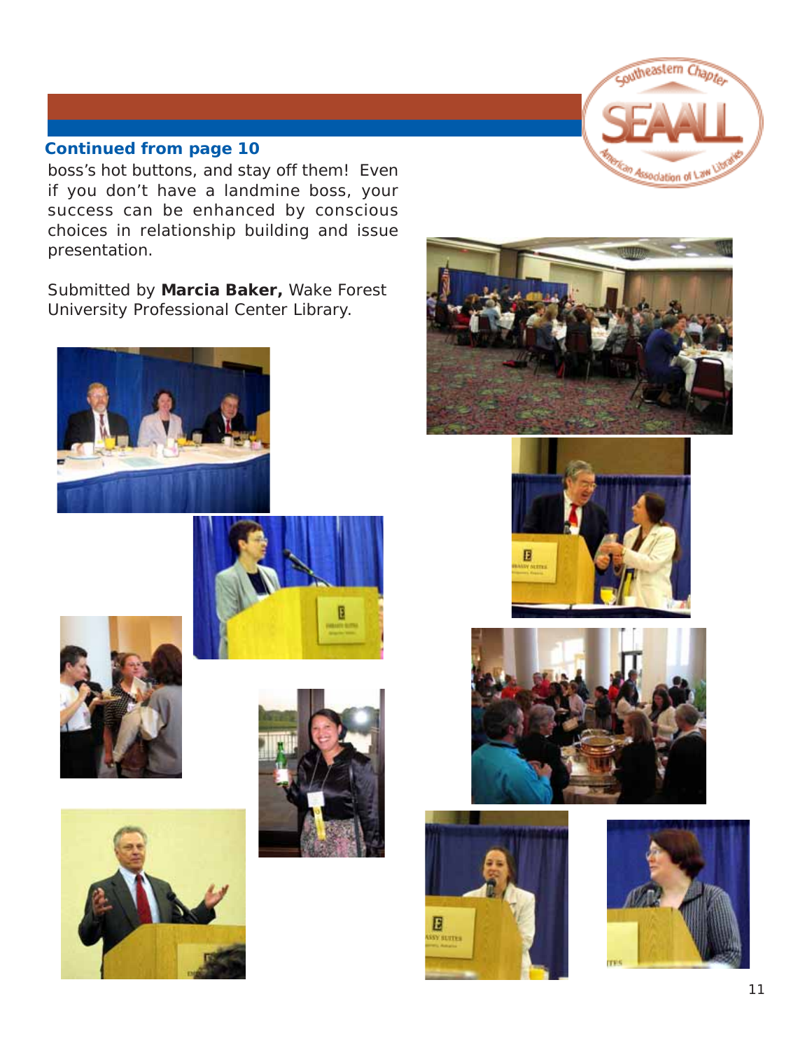**Continued from page 10**

boss's hot buttons, and stay off them! Even if you don't have a landmine boss, your success can be enhanced by conscious choices in relationship building and issue presentation.

Submitted by **Marcia Baker,** Wake Forest University Professional Center Library.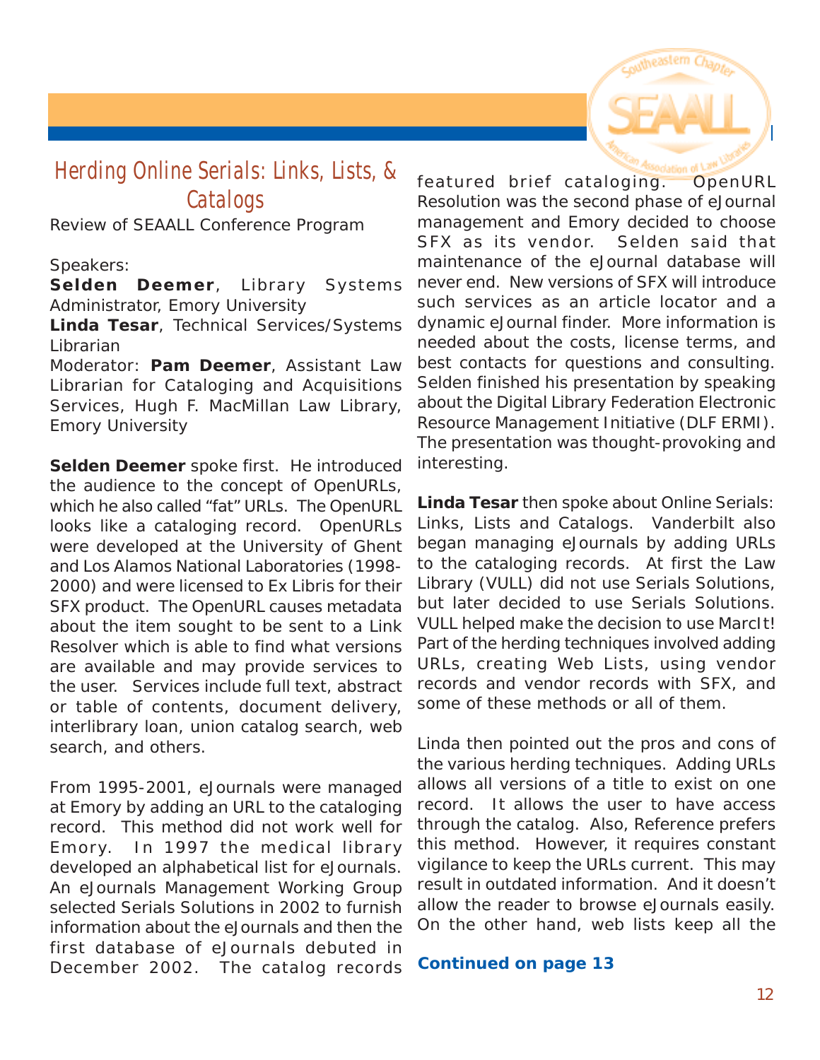# Herding Online Serials: Links, Lists, & Catalogs

Review of SEAALL Conference Program

Speakers:
**Selden Deemer**, Library Systems Administrator, Emory University
**Linda Tesar**, Technical Services/Systems Librarian
Moderator: **Pam Deemer**, Assistant Law Librarian for Cataloging and Acquisitions Services, Hugh F. MacMillan Law Library, Emory University

**Selden Deemer** spoke first. He introduced the audience to the concept of OpenURLs, which he also called "fat" URLs. The OpenURL looks like a cataloging record. OpenURLs were developed at the University of Ghent and Los Alamos National Laboratories (1998-2000) and were licensed to Ex Libris for their SFX product. The OpenURL causes metadata about the item sought to be sent to a Link Resolver which is able to find what versions are available and may provide services to the user. Services include full text, abstract or table of contents, document delivery, interlibrary loan, union catalog search, web search, and others.

From 1995-2001, eJournals were managed at Emory by adding an URL to the cataloging record. This method did not work well for Emory. In 1997 the medical library developed an alphabetical list for eJournals. An eJournals Management Working Group selected Serials Solutions in 2002 to furnish information about the eJournals and then the first database of eJournals debuted in December 2002. The catalog records featured brief cataloging. OpenURL Resolution was the second phase of eJournal management and Emory decided to choose SFX as its vendor. Selden said that maintenance of the eJournal database will never end. New versions of SFX will introduce such services as an article locator and a dynamic eJournal finder. More information is needed about the costs, license terms, and best contacts for questions and consulting. Selden finished his presentation by speaking about the Digital Library Federation Electronic Resource Management Initiative (DLF ERMI). The presentation was thought-provoking and interesting.

**Linda Tesar** then spoke about Online Serials: Links, Lists and Catalogs. Vanderbilt also began managing eJournals by adding URLs to the cataloging records. At first the Law Library (VULL) did not use Serials Solutions, but later decided to use Serials Solutions. VULL helped make the decision to use MarcIt! Part of the herding techniques involved adding URLs, creating Web Lists, using vendor records and vendor records with SFX, and some of these methods or all of them.

Linda then pointed out the pros and cons of the various herding techniques. Adding URLs allows all versions of a title to exist on one record. It allows the user to have access through the catalog. Also, Reference prefers this method. However, it requires constant vigilance to keep the URLs current. This may result in outdated information. And it doesn't allow the reader to browse eJournals easily. On the other hand, web lists keep all the

**Continued on page 13**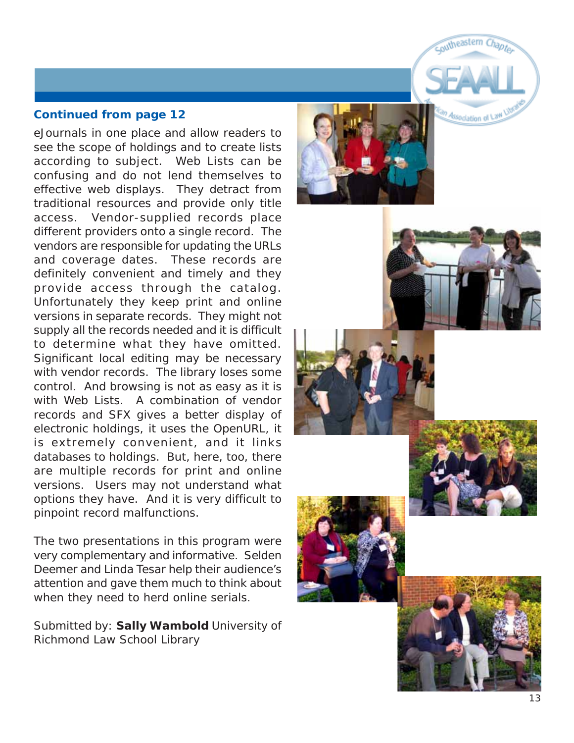**Continued from page 12**

eJournals in one place and allow readers to see the scope of holdings and to create lists according to subject. Web Lists can be confusing and do not lend themselves to effective web displays. They detract from traditional resources and provide only title access. Vendor-supplied records place different providers onto a single record. The vendors are responsible for updating the URLs and coverage dates. These records are definitely convenient and timely and they provide access through the catalog. Unfortunately they keep print and online versions in separate records. They might not supply all the records needed and it is difficult to determine what they have omitted. Significant local editing may be necessary with vendor records. The library loses some control. And browsing is not as easy as it is with Web Lists. A combination of vendor records and SFX gives a better display of electronic holdings, it uses the OpenURL, it is extremely convenient, and it links databases to holdings. But, here, too, there are multiple records for print and online versions. Users may not understand what options they have. And it is very difficult to pinpoint record malfunctions.

The two presentations in this program were very complementary and informative. Selden Deemer and Linda Tesar help their audience's attention and gave them much to think about when they need to herd online serials.

Submitted by: **Sally Wambold** University of Richmond Law School Library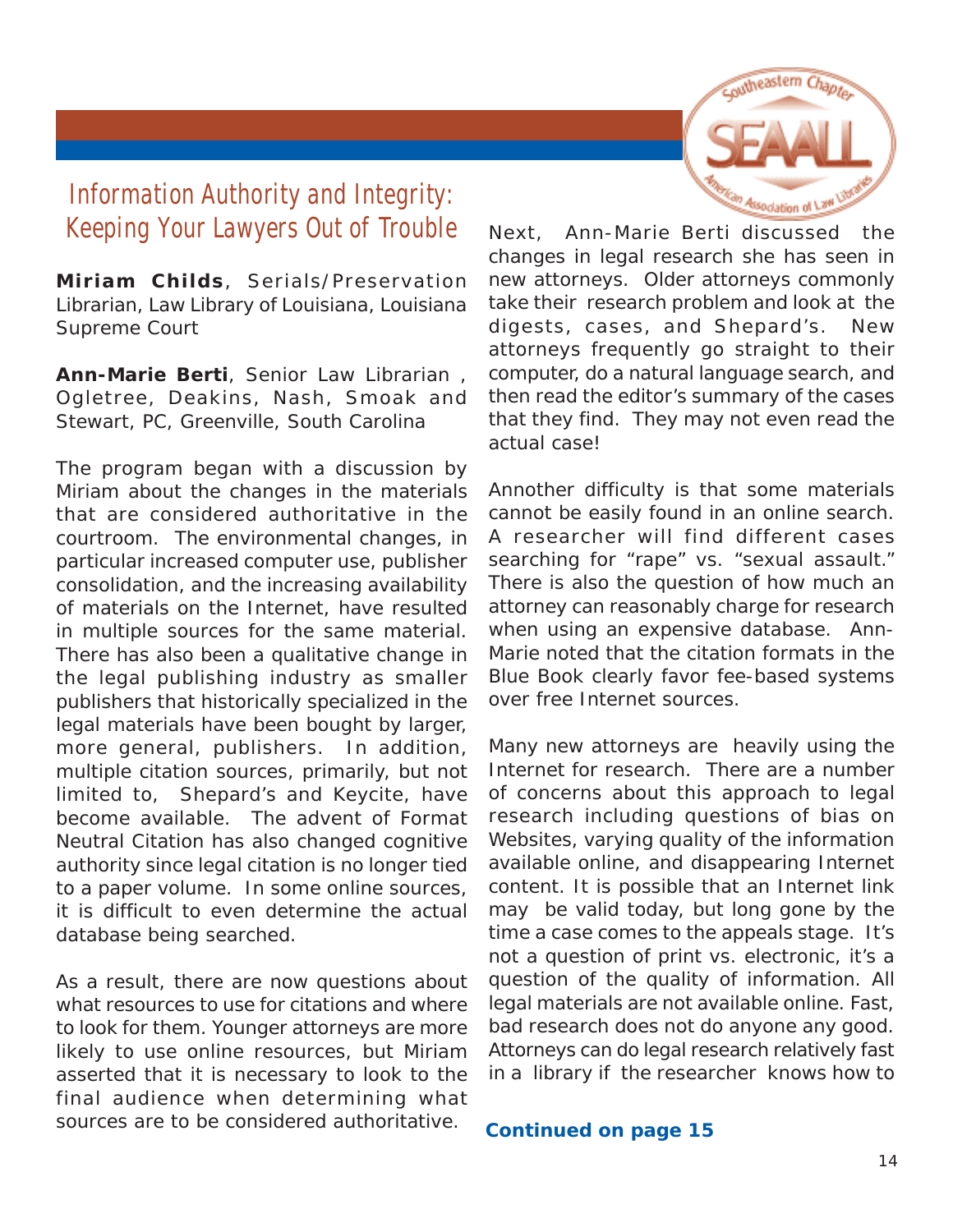# Information Authority and Integrity: Keeping Your Lawyers Out of Trouble

**Miriam Childs**, Serials/Preservation Librarian, Law Library of Louisiana, Louisiana Supreme Court

**Ann-Marie Berti**, Senior Law Librarian , Ogletree, Deakins, Nash, Smoak and Stewart, PC, Greenville, South Carolina

The program began with a discussion by Miriam about the changes in the materials that are considered authoritative in the courtroom. The environmental changes, in particular increased computer use, publisher consolidation, and the increasing availability of materials on the Internet, have resulted in multiple sources for the same material. There has also been a qualitative change in the legal publishing industry as smaller publishers that historically specialized in the legal materials have been bought by larger, more general, publishers. In addition, multiple citation sources, primarily, but not limited to, Shepard's and Keycite, have become available. The advent of Format Neutral Citation has also changed cognitive authority since legal citation is no longer tied to a paper volume. In some online sources, it is difficult to even determine the actual database being searched.

As a result, there are now questions about what resources to use for citations and where to look for them. Younger attorneys are more likely to use online resources, but Miriam asserted that it is necessary to look to the final audience when determining what sources are to be considered authoritative.

Next, Ann-Marie Berti discussed the changes in legal research she has seen in new attorneys. Older attorneys commonly take their research problem and look at the digests, cases, and Shepard's. New attorneys frequently go straight to their computer, do a natural language search, and then read the editor's summary of the cases that they find. They may not even read the actual case!

Annother difficulty is that some materials cannot be easily found in an online search. A researcher will find different cases searching for "rape" vs. "sexual assault." There is also the question of how much an attorney can reasonably charge for research when using an expensive database. Ann-Marie noted that the citation formats in the Blue Book clearly favor fee-based systems over free Internet sources.

Many new attorneys are heavily using the Internet for research. There are a number of concerns about this approach to legal research including questions of bias on Websites, varying quality of the information available online, and disappearing Internet content. It is possible that an Internet link may be valid today, but long gone by the time a case comes to the appeals stage. It's not a question of print vs. electronic, it's a question of the quality of information. All legal materials are not available online. Fast, bad research does not do anyone any good. Attorneys can do legal research relatively fast in a library if the researcher knows how to

**Continued on page 15**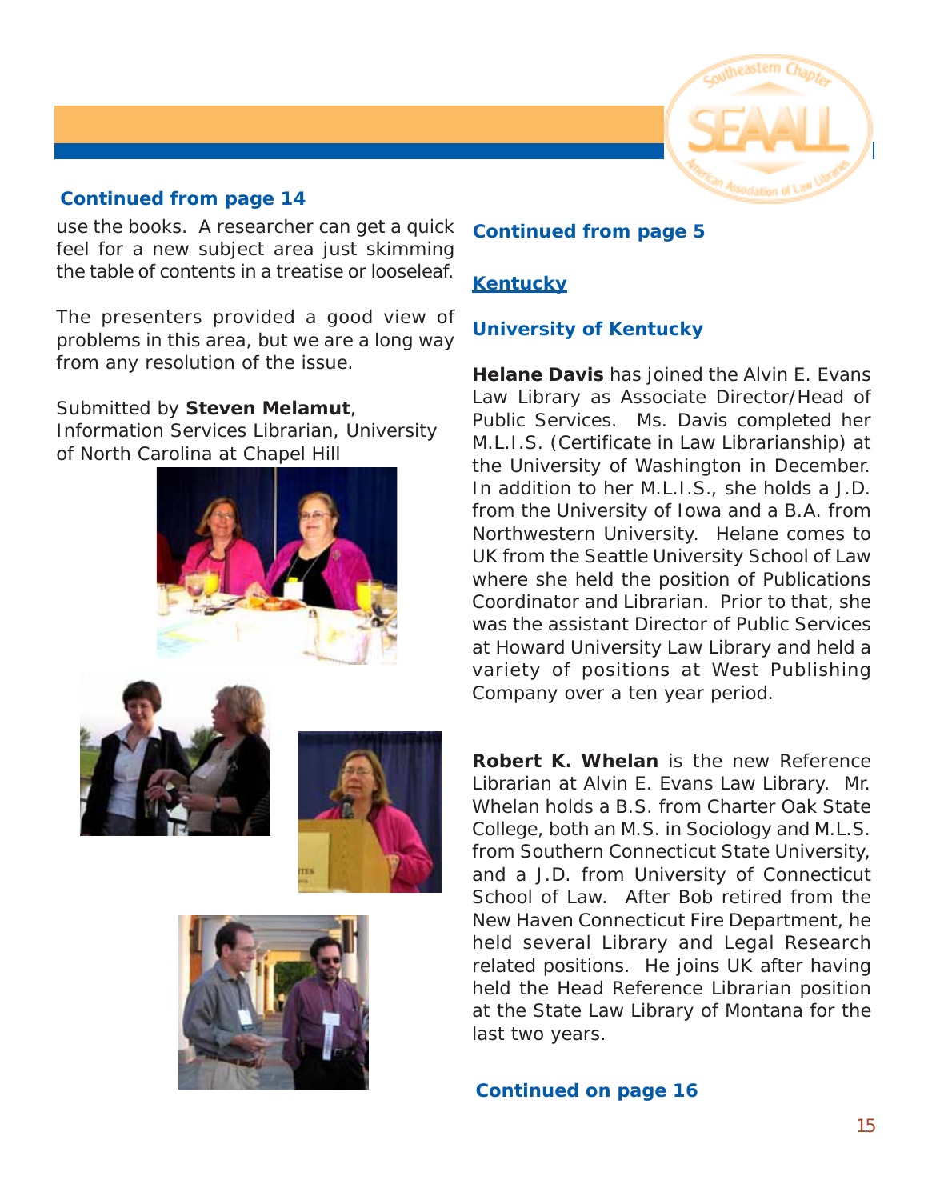**Continued from page 14**

use the books. A researcher can get a quick feel for a new subject area just skimming the table of contents in a treatise or looseleaf.

The presenters provided a good view of problems in this area, but we are a long way from any resolution of the issue.

Submitted by **Steven Melamut**, Information Services Librarian, University of North Carolina at Chapel Hill

**Continued from page 5**

## Kentucky

### University of Kentucky

**Helane Davis** has joined the Alvin E. Evans Law Library as Associate Director/Head of Public Services. Ms. Davis completed her M.L.I.S. (Certificate in Law Librarianship) at the University of Washington in December. In addition to her M.L.I.S., she holds a J.D. from the University of Iowa and a B.A. from Northwestern University. Helane comes to UK from the Seattle University School of Law where she held the position of Publications Coordinator and Librarian. Prior to that, she was the assistant Director of Public Services at Howard University Law Library and held a variety of positions at West Publishing Company over a ten year period.

**Robert K. Whelan** is the new Reference Librarian at Alvin E. Evans Law Library. Mr. Whelan holds a B.S. from Charter Oak State College, both an M.S. in Sociology and M.L.S. from Southern Connecticut State University, and a J.D. from University of Connecticut School of Law. After Bob retired from the New Haven Connecticut Fire Department, he held several Library and Legal Research related positions. He joins UK after having held the Head Reference Librarian position at the State Law Library of Montana for the last two years.

**Continued on page 16**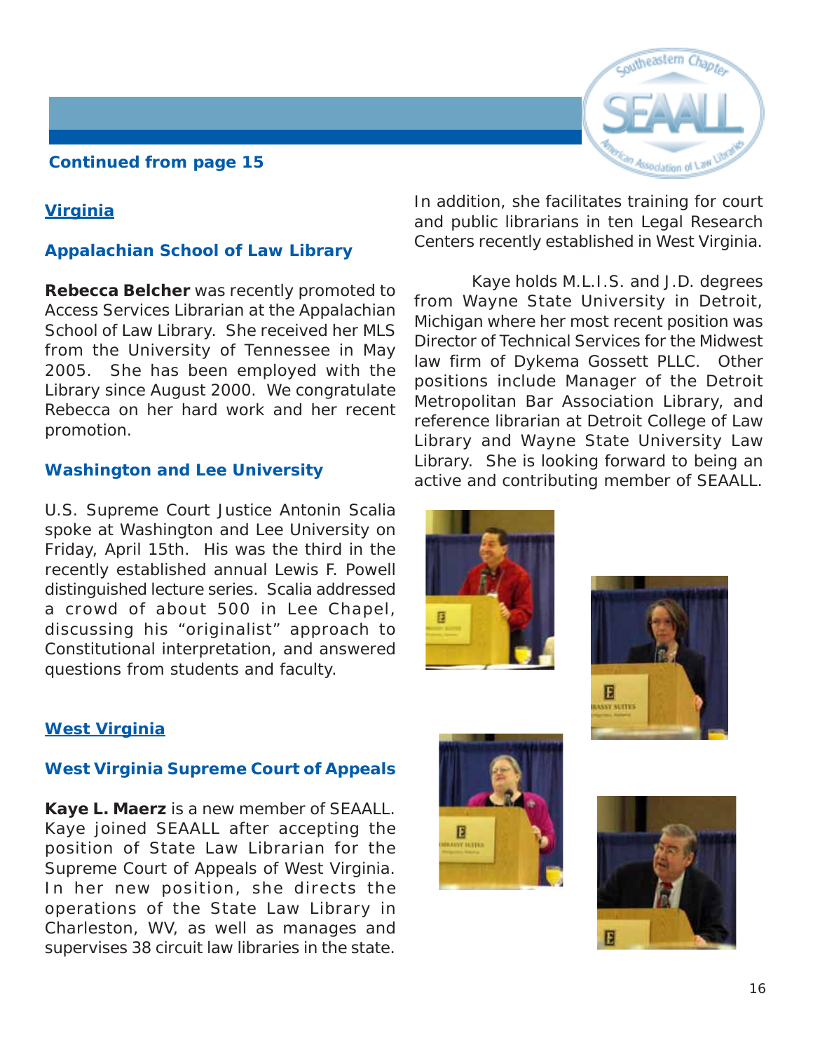**Continued from page 15**

## Virginia

### Appalachian School of Law Library

**Rebecca Belcher** was recently promoted to Access Services Librarian at the Appalachian School of Law Library. She received her MLS from the University of Tennessee in May 2005. She has been employed with the Library since August 2000. We congratulate Rebecca on her hard work and her recent promotion.

### Washington and Lee University

U.S. Supreme Court Justice Antonin Scalia spoke at Washington and Lee University on Friday, April 15th. His was the third in the recently established annual Lewis F. Powell distinguished lecture series. Scalia addressed a crowd of about 500 in Lee Chapel, discussing his "originalist" approach to Constitutional interpretation, and answered questions from students and faculty.

## West Virginia

### West Virginia Supreme Court of Appeals

**Kaye L. Maerz** is a new member of SEAALL. Kaye joined SEAALL after accepting the position of State Law Librarian for the Supreme Court of Appeals of West Virginia. In her new position, she directs the operations of the State Law Library in Charleston, WV, as well as manages and supervises 38 circuit law libraries in the state. In addition, she facilitates training for court and public librarians in ten Legal Research Centers recently established in West Virginia.

Kaye holds M.L.I.S. and J.D. degrees from Wayne State University in Detroit, Michigan where her most recent position was Director of Technical Services for the Midwest law firm of Dykema Gossett PLLC. Other positions include Manager of the Detroit Metropolitan Bar Association Library, and reference librarian at Detroit College of Law Library and Wayne State University Law Library. She is looking forward to being an active and contributing member of SEAALL.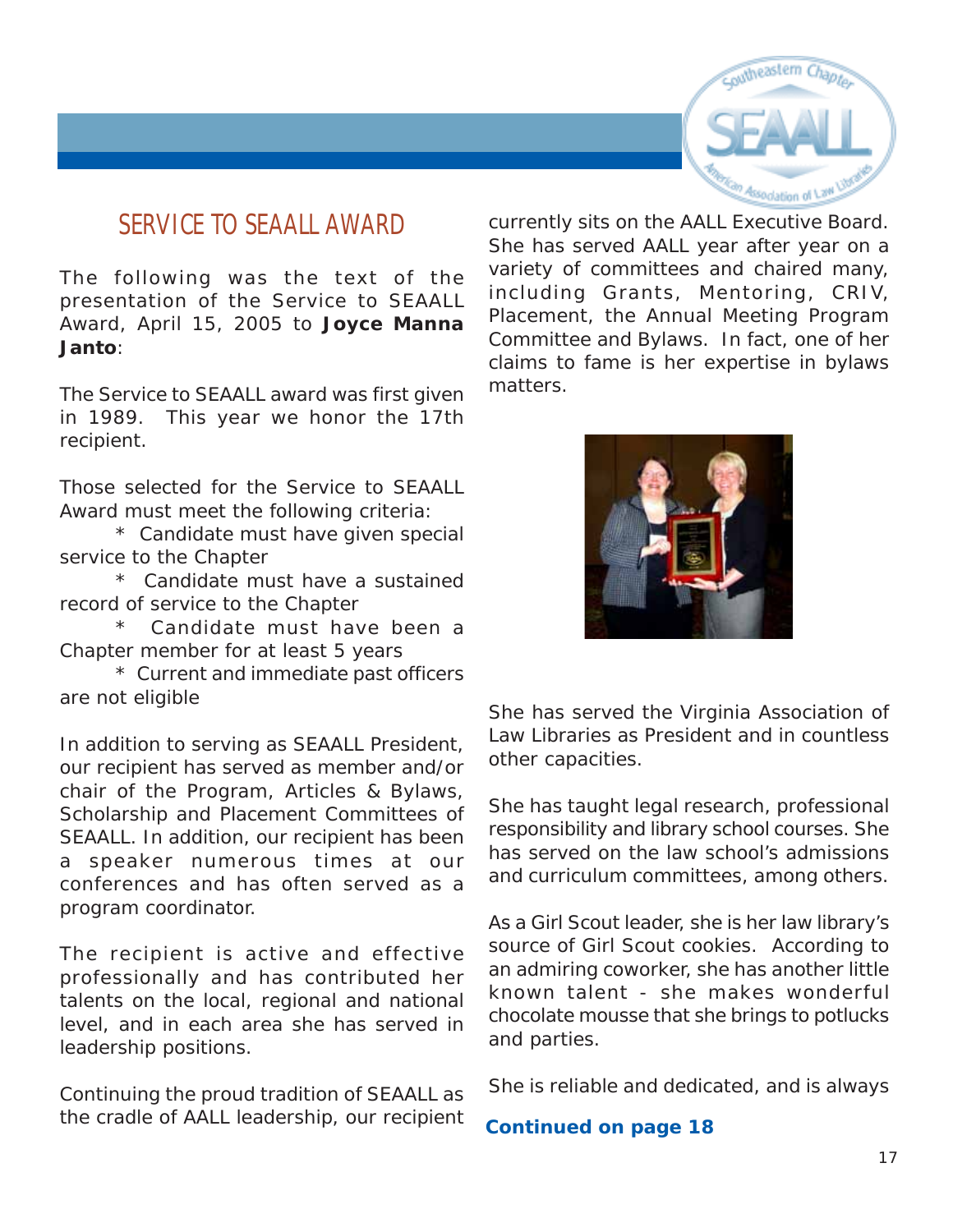## SERVICE TO SEAALL AWARD

The following was the text of the presentation of the Service to SEAALL Award, April 15, 2005 to **Joyce Manna Janto**:

The Service to SEAALL award was first given in 1989. This year we honor the 17th recipient.

Those selected for the Service to SEAALL Award must meet the following criteria:

* Candidate must have given special service to the Chapter
* Candidate must have a sustained record of service to the Chapter
* Candidate must have been a Chapter member for at least 5 years
* Current and immediate past officers are not eligible

In addition to serving as SEAALL President, our recipient has served as member and/or chair of the Program, Articles & Bylaws, Scholarship and Placement Committees of SEAALL. In addition, our recipient has been a speaker numerous times at our conferences and has often served as a program coordinator.

The recipient is active and effective professionally and has contributed her talents on the local, regional and national level, and in each area she has served in leadership positions.

Continuing the proud tradition of SEAALL as the cradle of AALL leadership, our recipient currently sits on the AALL Executive Board. She has served AALL year after year on a variety of committees and chaired many, including Grants, Mentoring, CRIV, Placement, the Annual Meeting Program Committee and Bylaws. In fact, one of her claims to fame is her expertise in bylaws matters.

She has served the Virginia Association of Law Libraries as President and in countless other capacities.

She has taught legal research, professional responsibility and library school courses. She has served on the law school's admissions and curriculum committees, among others.

As a Girl Scout leader, she is her law library's source of Girl Scout cookies. According to an admiring coworker, she has another little known talent - she makes wonderful chocolate mousse that she brings to potlucks and parties.

She is reliable and dedicated, and is always

**Continued on page 18**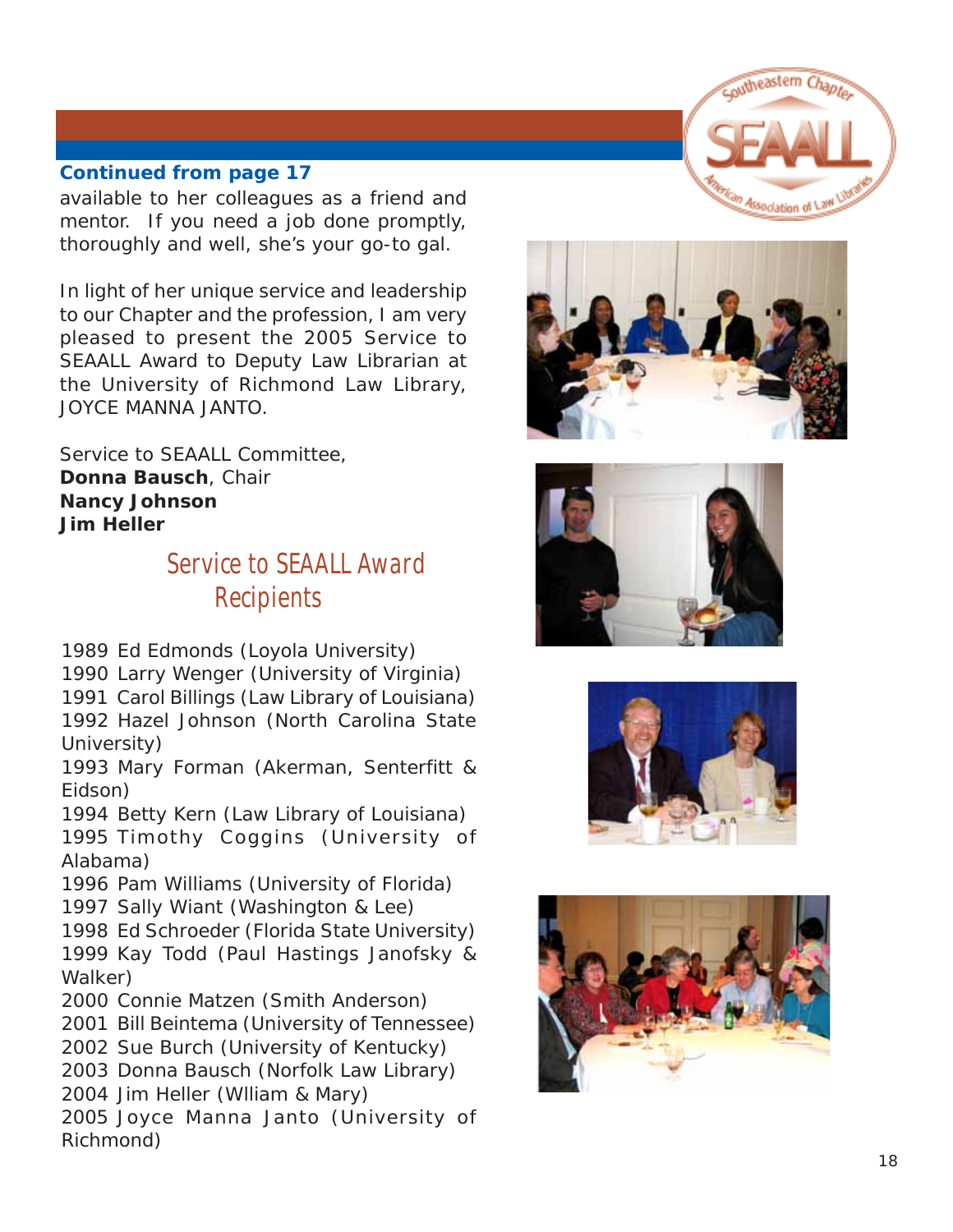**Continued from page 17**

available to her colleagues as a friend and mentor. If you need a job done promptly, thoroughly and well, she's your go-to gal.

In light of her unique service and leadership to our Chapter and the profession, I am very pleased to present the 2005 Service to SEAALL Award to Deputy Law Librarian at the University of Richmond Law Library, JOYCE MANNA JANTO.

Service to SEAALL Committee,
**Donna Bausch**, Chair
**Nancy Johnson**
**Jim Heller**

## Service to SEAALL Award Recipients

1989 Ed Edmonds (Loyola University)
1990 Larry Wenger (University of Virginia)
1991 Carol Billings (Law Library of Louisiana)
1992 Hazel Johnson (North Carolina State University)
1993 Mary Forman (Akerman, Senterfitt & Eidson)
1994 Betty Kern (Law Library of Louisiana)
1995 Timothy Coggins (University of Alabama)
1996 Pam Williams (University of Florida)
1997 Sally Wiant (Washington & Lee)
1998 Ed Schroeder (Florida State University)
1999 Kay Todd (Paul Hastings Janofsky & Walker)
2000 Connie Matzen (Smith Anderson)
2001 Bill Beintema (University of Tennessee)
2002 Sue Burch (University of Kentucky)
2003 Donna Bausch (Norfolk Law Library)
2004 Jim Heller (Wlliam & Mary)
2005 Joyce Manna Janto (University of Richmond)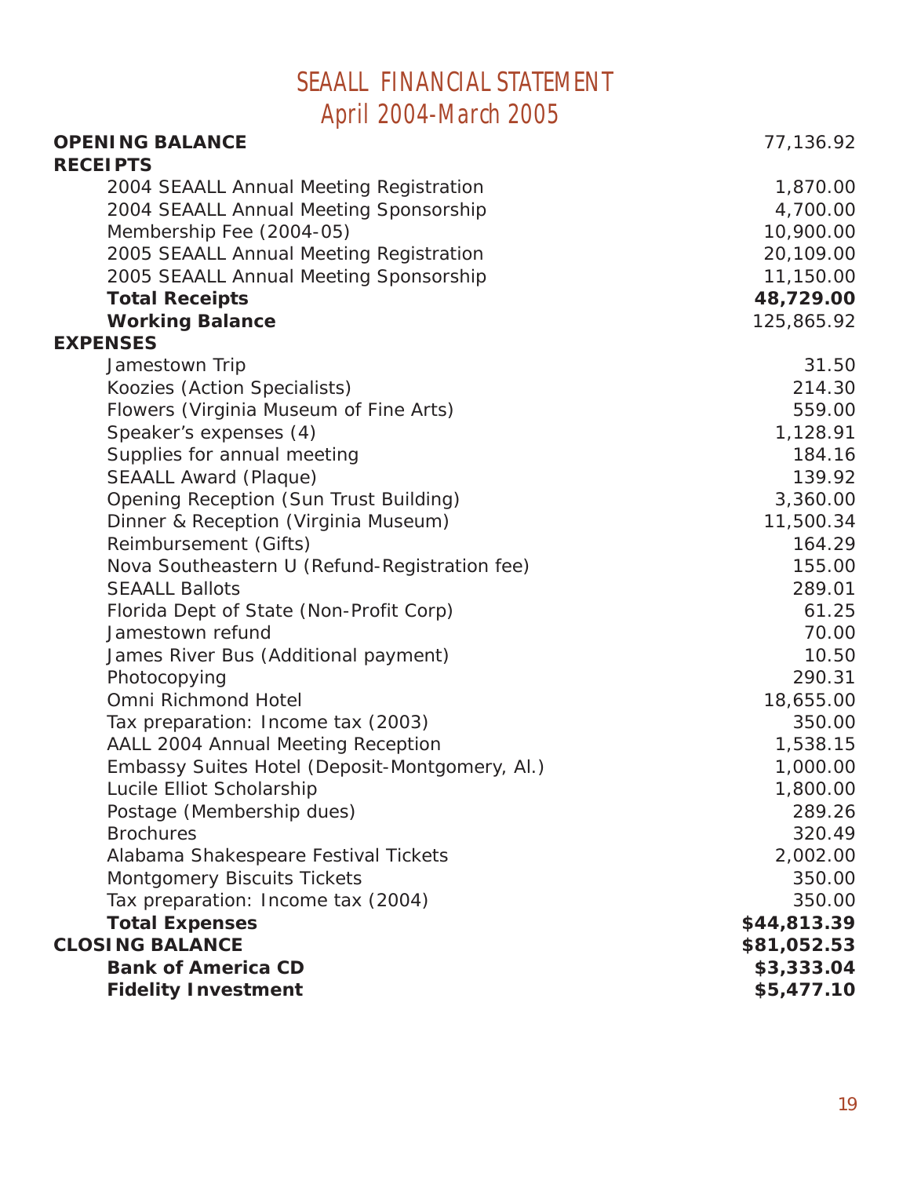# SEAALL FINANCIAL STATEMENT
## April 2004-March 2005

| | |
|---|---:|
| **OPENING BALANCE** | 77,136.92 |
| **RECEIPTS** | |
| 2004 SEAALL Annual Meeting Registration | 1,870.00 |
| 2004 SEAALL Annual Meeting Sponsorship | 4,700.00 |
| Membership Fee (2004-05) | 10,900.00 |
| 2005 SEAALL Annual Meeting Registration | 20,109.00 |
| 2005 SEAALL Annual Meeting Sponsorship | 11,150.00 |
| **Total Receipts** | **48,729.00** |
| **Working Balance** | 125,865.92 |
| **EXPENSES** | |
| Jamestown Trip | 31.50 |
| Koozies (Action Specialists) | 214.30 |
| Flowers (Virginia Museum of Fine Arts) | 559.00 |
| Speaker's expenses (4) | 1,128.91 |
| Supplies for annual meeting | 184.16 |
| SEAALL Award (Plaque) | 139.92 |
| Opening Reception (Sun Trust Building) | 3,360.00 |
| Dinner & Reception (Virginia Museum) | 11,500.34 |
| Reimbursement (Gifts) | 164.29 |
| Nova Southeastern U (Refund-Registration fee) | 155.00 |
| SEAALL Ballots | 289.01 |
| Florida Dept of State (Non-Profit Corp) | 61.25 |
| Jamestown refund | 70.00 |
| James River Bus (Additional payment) | 10.50 |
| Photocopying | 290.31 |
| Omni Richmond Hotel | 18,655.00 |
| Tax preparation: Income tax (2003) | 350.00 |
| AALL 2004 Annual Meeting Reception | 1,538.15 |
| Embassy Suites Hotel (Deposit-Montgomery, Al.) | 1,000.00 |
| Lucile Elliot Scholarship | 1,800.00 |
| Postage (Membership dues) | 289.26 |
| Brochures | 320.49 |
| Alabama Shakespeare Festival Tickets | 2,002.00 |
| Montgomery Biscuits Tickets | 350.00 |
| Tax preparation: Income tax (2004) | 350.00 |
| **Total Expenses** | **$44,813.39** |
| **CLOSING BALANCE** | **$81,052.53** |
| **Bank of America CD** | **$3,333.04** |
| **Fidelity Investment** | **$5,477.10** |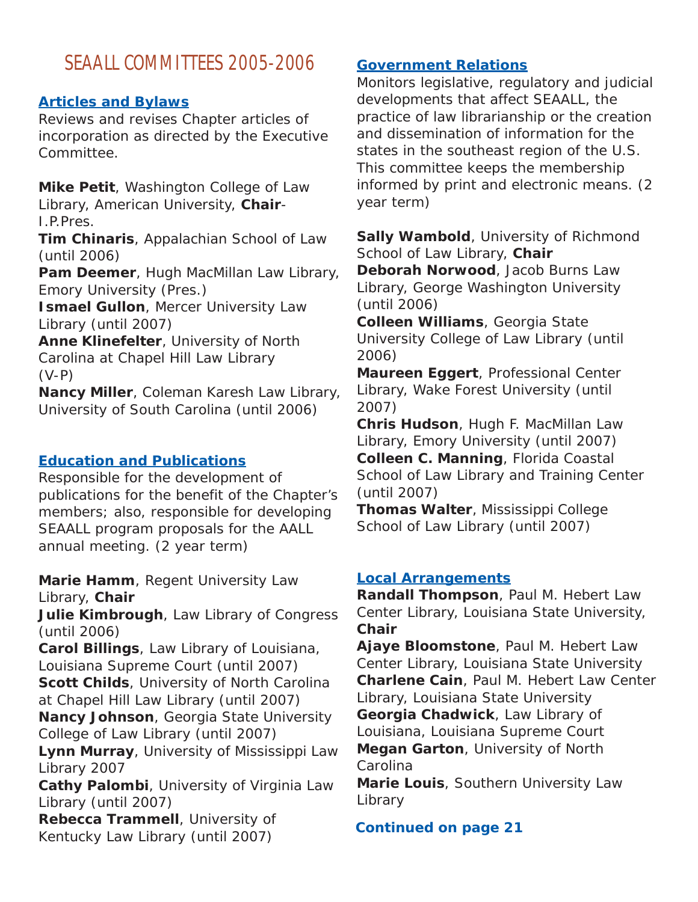# SEAALL COMMITTEES 2005-2006

## Articles and Bylaws

Reviews and revises Chapter articles of incorporation as directed by the Executive Committee.

**Mike Petit**, Washington College of Law Library, American University, **Chair**-I.P.Pres.
**Tim Chinaris**, Appalachian School of Law (until 2006)
**Pam Deemer**, Hugh MacMillan Law Library, Emory University (Pres.)
**Ismael Gullon**, Mercer University Law Library (until 2007)
**Anne Klinefelter**, University of North Carolina at Chapel Hill Law Library (V-P)
**Nancy Miller**, Coleman Karesh Law Library, University of South Carolina (until 2006)

## Education and Publications

Responsible for the development of publications for the benefit of the Chapter's members; also, responsible for developing SEAALL program proposals for the AALL annual meeting. (2 year term)

**Marie Hamm**, Regent University Law Library, **Chair**
**Julie Kimbrough**, Law Library of Congress (until 2006)
**Carol Billings**, Law Library of Louisiana, Louisiana Supreme Court (until 2007)
**Scott Childs**, University of North Carolina at Chapel Hill Law Library (until 2007)
**Nancy Johnson**, Georgia State University College of Law Library (until 2007)
**Lynn Murray**, University of Mississippi Law Library 2007
**Cathy Palombi**, University of Virginia Law Library (until 2007)
**Rebecca Trammell**, University of Kentucky Law Library (until 2007)

## Government Relations

Monitors legislative, regulatory and judicial developments that affect SEAALL, the practice of law librarianship or the creation and dissemination of information for the states in the southeast region of the U.S. This committee keeps the membership informed by print and electronic means. (2 year term)

**Sally Wambold**, University of Richmond School of Law Library, **Chair**
**Deborah Norwood**, Jacob Burns Law Library, George Washington University (until 2006)
**Colleen Williams**, Georgia State University College of Law Library (until 2006)
**Maureen Eggert**, Professional Center Library, Wake Forest University (until 2007)
**Chris Hudson**, Hugh F. MacMillan Law Library, Emory University (until 2007)
**Colleen C. Manning**, Florida Coastal School of Law Library and Training Center (until 2007)
**Thomas Walter**, Mississippi College School of Law Library (until 2007)

## Local Arrangements

**Randall Thompson**, Paul M. Hebert Law Center Library, Louisiana State University, **Chair**
**Ajaye Bloomstone**, Paul M. Hebert Law Center Library, Louisiana State University
**Charlene Cain**, Paul M. Hebert Law Center Library, Louisiana State University
**Georgia Chadwick**, Law Library of Louisiana, Louisiana Supreme Court
**Megan Garton**, University of North Carolina
**Marie Louis**, Southern University Law Library

**Continued on page 21**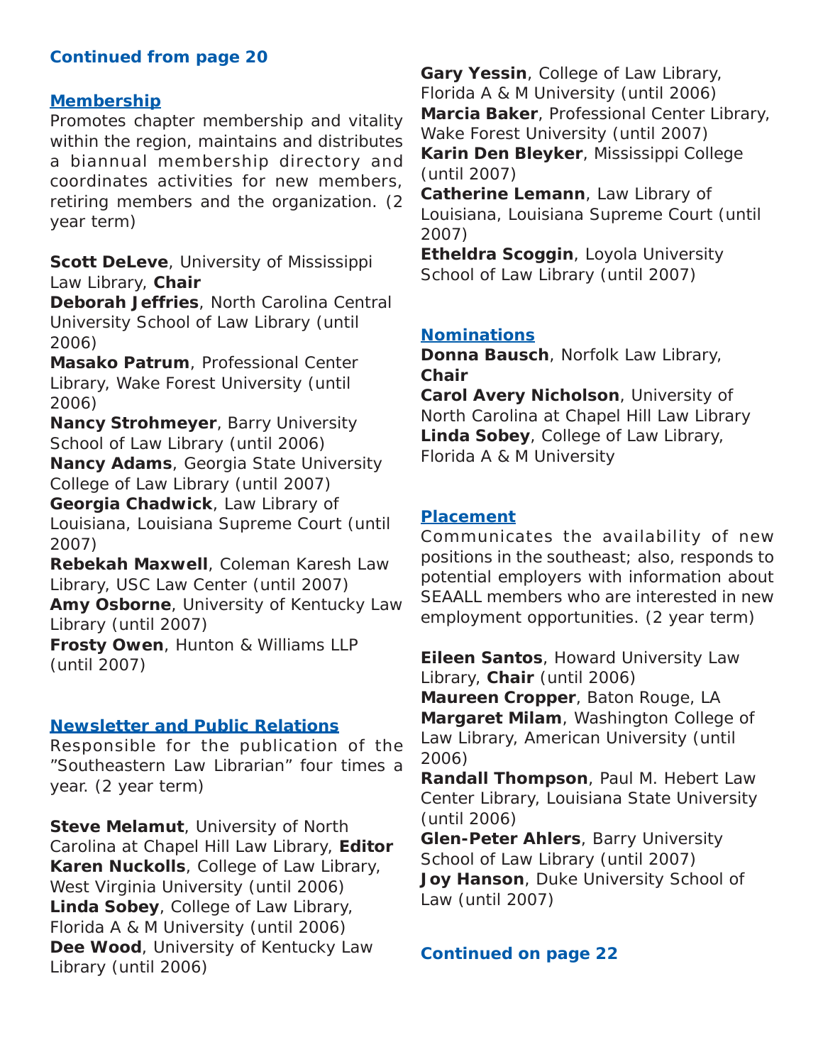**Continued from page 20**

## Membership

Promotes chapter membership and vitality within the region, maintains and distributes a biannual membership directory and coordinates activities for new members, retiring members and the organization. (2 year term)

**Scott DeLeve**, University of Mississippi Law Library, **Chair**
**Deborah Jeffries**, North Carolina Central University School of Law Library (until 2006)
**Masako Patrum**, Professional Center Library, Wake Forest University (until 2006)
**Nancy Strohmeyer**, Barry University School of Law Library (until 2006)
**Nancy Adams**, Georgia State University College of Law Library (until 2007)
**Georgia Chadwick**, Law Library of Louisiana, Louisiana Supreme Court (until 2007)
**Rebekah Maxwell**, Coleman Karesh Law Library, USC Law Center (until 2007)
**Amy Osborne**, University of Kentucky Law Library (until 2007)
**Frosty Owen**, Hunton & Williams LLP (until 2007)

## Newsletter and Public Relations

Responsible for the publication of the "Southeastern Law Librarian" four times a year. (2 year term)

**Steve Melamut**, University of North Carolina at Chapel Hill Law Library, **Editor**
**Karen Nuckolls**, College of Law Library, West Virginia University (until 2006)
**Linda Sobey**, College of Law Library, Florida A & M University (until 2006)
**Dee Wood**, University of Kentucky Law Library (until 2006)
**Gary Yessin**, College of Law Library, Florida A & M University (until 2006)
**Marcia Baker**, Professional Center Library, Wake Forest University (until 2007)
**Karin Den Bleyker**, Mississippi College (until 2007)
**Catherine Lemann**, Law Library of Louisiana, Louisiana Supreme Court (until 2007)
**Etheldra Scoggin**, Loyola University School of Law Library (until 2007)

## Nominations

**Donna Bausch**, Norfolk Law Library, **Chair**
**Carol Avery Nicholson**, University of North Carolina at Chapel Hill Law Library
**Linda Sobey**, College of Law Library, Florida A & M University

## Placement

Communicates the availability of new positions in the southeast; also, responds to potential employers with information about SEAALL members who are interested in new employment opportunities. (2 year term)

**Eileen Santos**, Howard University Law Library, **Chair** (until 2006)
**Maureen Cropper**, Baton Rouge, LA
**Margaret Milam**, Washington College of Law Library, American University (until 2006)
**Randall Thompson**, Paul M. Hebert Law Center Library, Louisiana State University (until 2006)
**Glen-Peter Ahlers**, Barry University School of Law Library (until 2007)
**Joy Hanson**, Duke University School of Law (until 2007)

**Continued on page 22**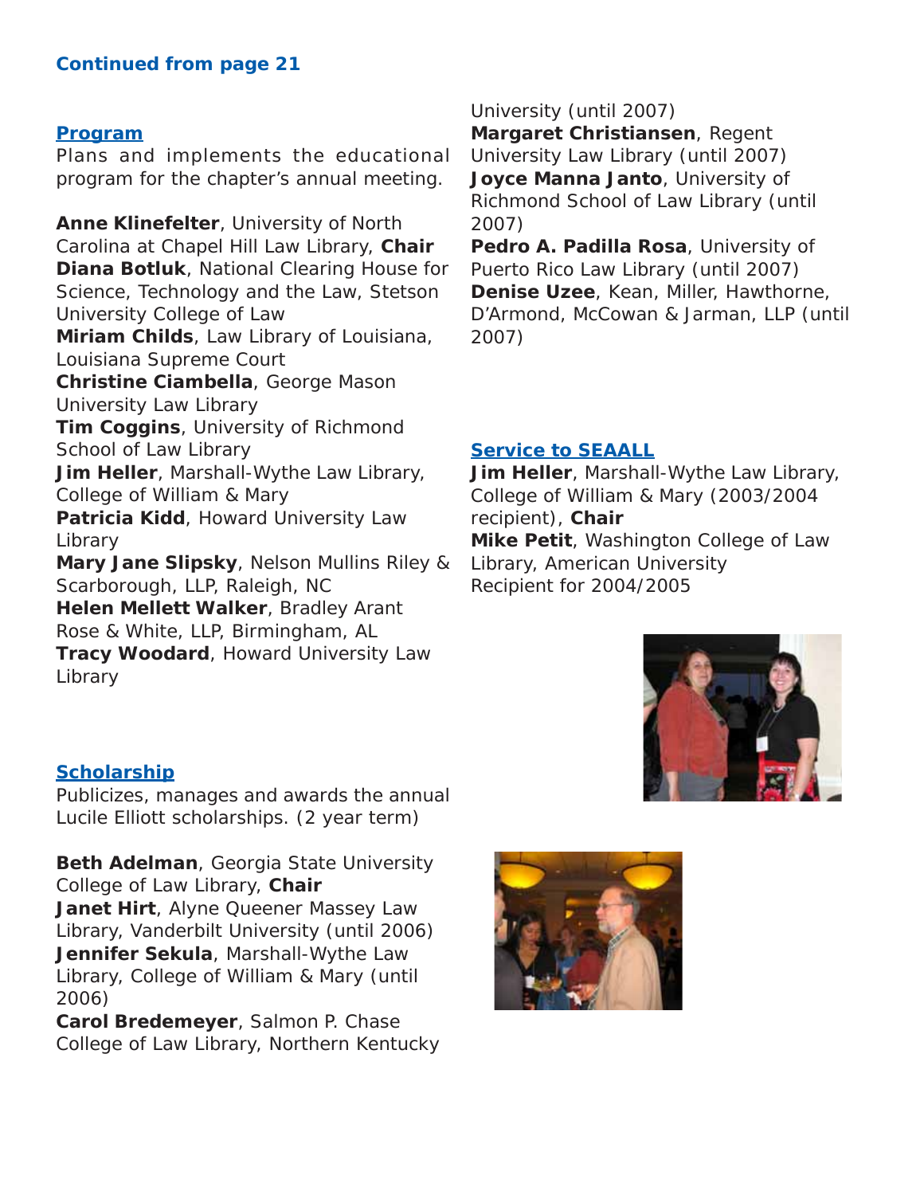**Continued from page 21**

## Program

Plans and implements the educational program for the chapter's annual meeting.

**Anne Klinefelter**, University of North Carolina at Chapel Hill Law Library, **Chair**
**Diana Botluk**, National Clearing House for Science, Technology and the Law, Stetson University College of Law
**Miriam Childs**, Law Library of Louisiana, Louisiana Supreme Court
**Christine Ciambella**, George Mason University Law Library
**Tim Coggins**, University of Richmond School of Law Library
**Jim Heller**, Marshall-Wythe Law Library, College of William & Mary
**Patricia Kidd**, Howard University Law Library
**Mary Jane Slipsky**, Nelson Mullins Riley & Scarborough, LLP, Raleigh, NC
**Helen Mellett Walker**, Bradley Arant Rose & White, LLP, Birmingham, AL
**Tracy Woodard**, Howard University Law Library

## Scholarship

Publicizes, manages and awards the annual Lucile Elliott scholarships. (2 year term)

**Beth Adelman**, Georgia State University College of Law Library, **Chair**
**Janet Hirt**, Alyne Queener Massey Law Library, Vanderbilt University (until 2006)
**Jennifer Sekula**, Marshall-Wythe Law Library, College of William & Mary (until 2006)
**Carol Bredemeyer**, Salmon P. Chase College of Law Library, Northern Kentucky University (until 2007)
**Margaret Christiansen**, Regent University Law Library (until 2007)
**Joyce Manna Janto**, University of Richmond School of Law Library (until 2007)
**Pedro A. Padilla Rosa**, University of Puerto Rico Law Library (until 2007)
**Denise Uzee**, Kean, Miller, Hawthorne, D'Armond, McCowan & Jarman, LLP (until 2007)

## Service to SEAALL

**Jim Heller**, Marshall-Wythe Law Library, College of William & Mary (2003/2004 recipient), **Chair**
**Mike Petit**, Washington College of Law Library, American University
Recipient for 2004/2005